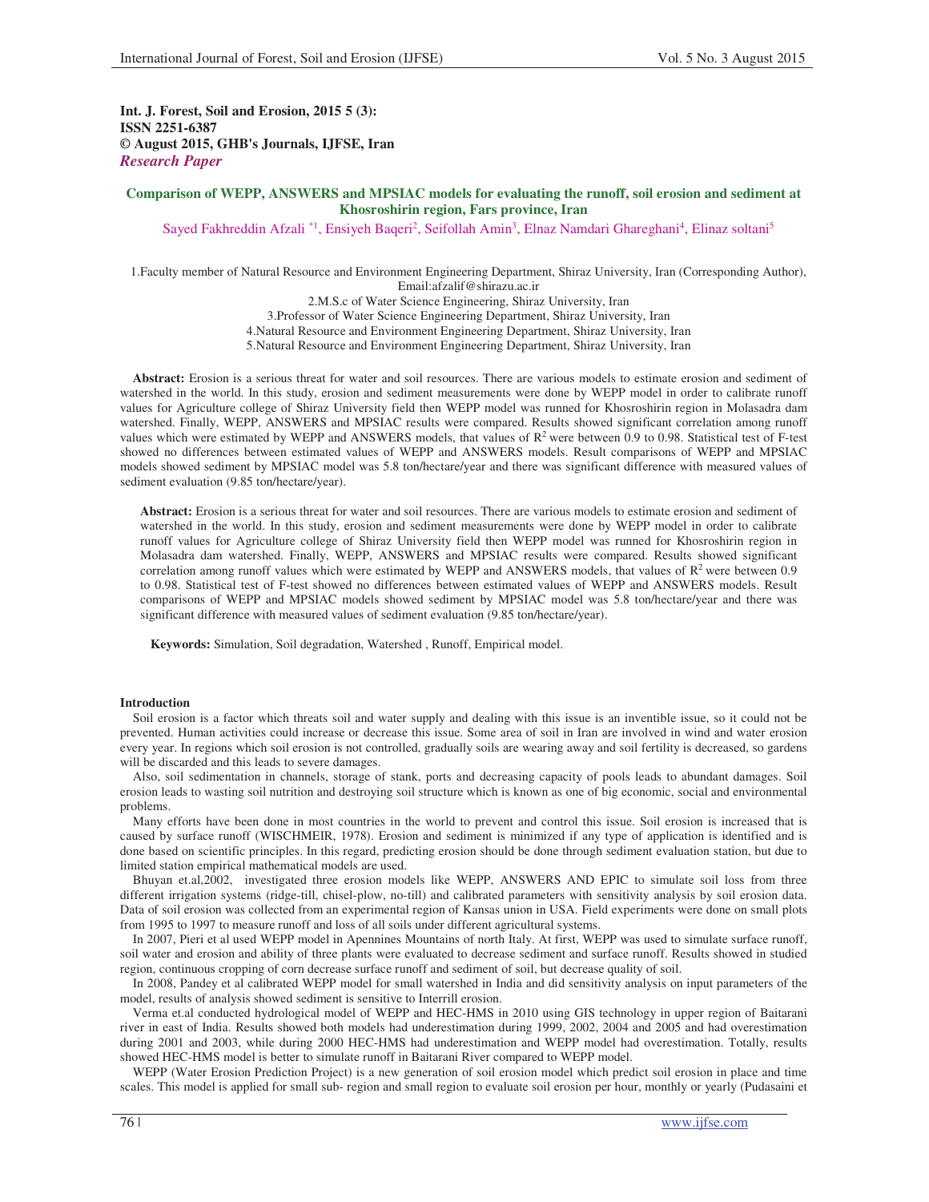**Int. J. Forest, Soil and Erosion, 2015 5 (3):**
**ISSN 2251-6387**
**© August 2015, GHB's Journals, IJFSE, Iran**
***Research Paper***

# Comparison of WEPP, ANSWERS and MPSIAC models for evaluating the runoff, soil erosion and sediment at Khosroshirin region, Fars province, Iran

Sayed Fakhreddin Afzali [*1], Ensiyeh Baqeri[2], Seifollah Amin[3], Elnaz Namdari Ghareghani[4], Elinaz soltani[5]

1.Faculty member of Natural Resource and Environment Engineering Department, Shiraz University, Iran (Corresponding Author), Email:afzalif@shirazu.ac.ir
2.M.S.c of Water Science Engineering, Shiraz University, Iran
3.Professor of Water Science Engineering Department, Shiraz University, Iran
4.Natural Resource and Environment Engineering Department, Shiraz University, Iran
5.Natural Resource and Environment Engineering Department, Shiraz University, Iran

**Abstract:** Erosion is a serious threat for water and soil resources. There are various models to estimate erosion and sediment of watershed in the world. In this study, erosion and sediment measurements were done by WEPP model in order to calibrate runoff values for Agriculture college of Shiraz University field then WEPP model was runned for Khosroshirin region in Molasadra dam watershed. Finally, WEPP, ANSWERS and MPSIAC results were compared. Results showed significant correlation among runoff values which were estimated by WEPP and ANSWERS models, that values of $R^2$ were between 0.9 to 0.98. Statistical test of F-test showed no differences between estimated values of WEPP and ANSWERS models. Result comparisons of WEPP and MPSIAC models showed sediment by MPSIAC model was 5.8 ton/hectare/year and there was significant difference with measured values of sediment evaluation (9.85 ton/hectare/year).

**Abstract:** Erosion is a serious threat for water and soil resources. There are various models to estimate erosion and sediment of watershed in the world. In this study, erosion and sediment measurements were done by WEPP model in order to calibrate runoff values for Agriculture college of Shiraz University field then WEPP model was runned for Khosroshirin region in Molasadra dam watershed. Finally, WEPP, ANSWERS and MPSIAC results were compared. Results showed significant correlation among runoff values which were estimated by WEPP and ANSWERS models, that values of $R^2$ were between 0.9 to 0.98. Statistical test of F-test showed no differences between estimated values of WEPP and ANSWERS models. Result comparisons of WEPP and MPSIAC models showed sediment by MPSIAC model was 5.8 ton/hectare/year and there was significant difference with measured values of sediment evaluation (9.85 ton/hectare/year).

**Keywords:** Simulation, Soil degradation, Watershed , Runoff, Empirical model.

## Introduction

Soil erosion is a factor which threats soil and water supply and dealing with this issue is an inventible issue, so it could not be prevented. Human activities could increase or decrease this issue. Some area of soil in Iran are involved in wind and water erosion every year. In regions which soil erosion is not controlled, gradually soils are wearing away and soil fertility is decreased, so gardens will be discarded and this leads to severe damages.

Also, soil sedimentation in channels, storage of stank, ports and decreasing capacity of pools leads to abundant damages. Soil erosion leads to wasting soil nutrition and destroying soil structure which is known as one of big economic, social and environmental problems.

Many efforts have been done in most countries in the world to prevent and control this issue. Soil erosion is increased that is caused by surface runoff (WISCHMEIR, 1978). Erosion and sediment is minimized if any type of application is identified and is done based on scientific principles. In this regard, predicting erosion should be done through sediment evaluation station, but due to limited station empirical mathematical models are used.

Bhuyan et.al,2002, investigated three erosion models like WEPP, ANSWERS AND EPIC to simulate soil loss from three different irrigation systems (ridge-till, chisel-plow, no-till) and calibrated parameters with sensitivity analysis by soil erosion data. Data of soil erosion was collected from an experimental region of Kansas union in USA. Field experiments were done on small plots from 1995 to 1997 to measure runoff and loss of all soils under different agricultural systems.

In 2007, Pieri et al used WEPP model in Apennines Mountains of north Italy. At first, WEPP was used to simulate surface runoff, soil water and erosion and ability of three plants were evaluated to decrease sediment and surface runoff. Results showed in studied region, continuous cropping of corn decrease surface runoff and sediment of soil, but decrease quality of soil.

In 2008, Pandey et al calibrated WEPP model for small watershed in India and did sensitivity analysis on input parameters of the model, results of analysis showed sediment is sensitive to Interrill erosion.

Verma et.al conducted hydrological model of WEPP and HEC-HMS in 2010 using GIS technology in upper region of Baitarani river in east of India. Results showed both models had underestimation during 1999, 2002, 2004 and 2005 and had overestimation during 2001 and 2003, while during 2000 HEC-HMS had underestimation and WEPP model had overestimation. Totally, results showed HEC-HMS model is better to simulate runoff in Baitarani River compared to WEPP model.

WEPP (Water Erosion Prediction Project) is a new generation of soil erosion model which predict soil erosion in place and time scales. This model is applied for small sub- region and small region to evaluate soil erosion per hour, monthly or yearly (Pudasaini et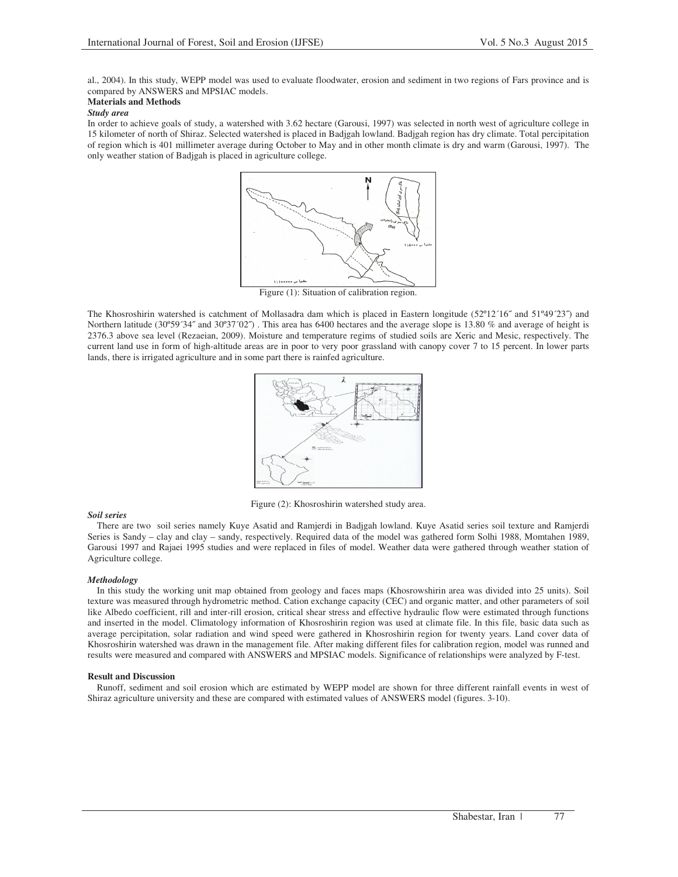al., 2004). In this study, WEPP model was used to evaluate floodwater, erosion and sediment in two regions of Fars province and is compared by ANSWERS and MPSIAC models.

## Materials and Methods

### *Study area*

In order to achieve goals of study, a watershed with 3.62 hectare (Garousi, 1997) was selected in north west of agriculture college in 15 kilometer of north of Shiraz. Selected watershed is placed in Badjgah lowland. Badjgah region has dry climate. Total percipitation of region which is 401 millimeter average during October to May and in other month climate is dry and warm (Garousi, 1997). The only weather station of Badjgah is placed in agriculture college.

Figure (1): Situation of calibration region.

The Khosroshirin watershed is catchment of Mollasadra dam which is placed in Eastern longitude (52º12´16˝ and 51º49´23˝) and Northern latitude (30º59´34˝ and 30º37´02˝) . This area has 6400 hectares and the average slope is 13.80 % and average of height is 2376.3 above sea level (Rezaeian, 2009). Moisture and temperature regims of studied soils are Xeric and Mesic, respectively. The current land use in form of high-altitude areas are in poor to very poor grassland with canopy cover 7 to 15 percent. In lower parts lands, there is irrigated agriculture and in some part there is rainfed agriculture.

Figure (2): Khosroshirin watershed study area.

### *Soil series*

There are two soil series namely Kuye Asatid and Ramjerdi in Badjgah lowland. Kuye Asatid series soil texture and Ramjerdi Series is Sandy – clay and clay – sandy, respectively. Required data of the model was gathered form Solhi 1988, Momtahen 1989, Garousi 1997 and Rajaei 1995 studies and were replaced in files of model. Weather data were gathered through weather station of Agriculture college.

### *Methodology*

In this study the working unit map obtained from geology and faces maps (Khosrowshirin area was divided into 25 units). Soil texture was measured through hydrometric method. Cation exchange capacity (CEC) and organic matter, and other parameters of soil like Albedo coefficient, rill and inter-rill erosion, critical shear stress and effective hydraulic flow were estimated through functions and inserted in the model. Climatology information of Khosroshirin region was used at climate file. In this file, basic data such as average percipitation, solar radiation and wind speed were gathered in Khosroshirin region for twenty years. Land cover data of Khosroshirin watershed was drawn in the management file. After making different files for calibration region, model was runned and results were measured and compared with ANSWERS and MPSIAC models. Significance of relationships were analyzed by F-test.

## Result and Discussion

Runoff, sediment and soil erosion which are estimated by WEPP model are shown for three different rainfall events in west of Shiraz agriculture university and these are compared with estimated values of ANSWERS model (figures. 3-10).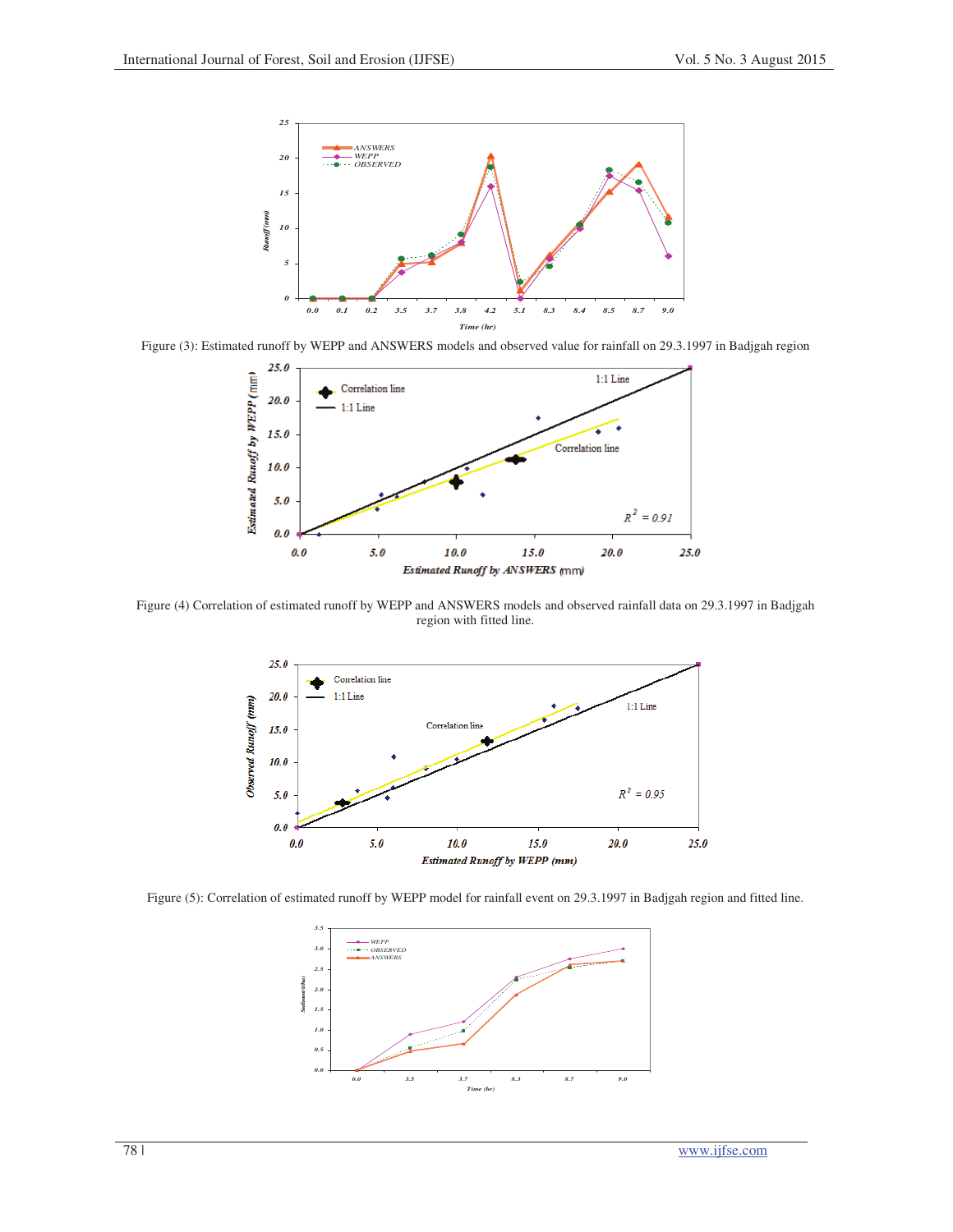Figure (3): Estimated runoff by WEPP and ANSWERS models and observed value for rainfall on 29.3.1997 in Badjgah region

Figure (4) Correlation of estimated runoff by WEPP and ANSWERS models and observed rainfall data on 29.3.1997 in Badjgah region with fitted line.

Figure (5): Correlation of estimated runoff by WEPP model for rainfall event on 29.3.1997 in Badjgah region and fitted line.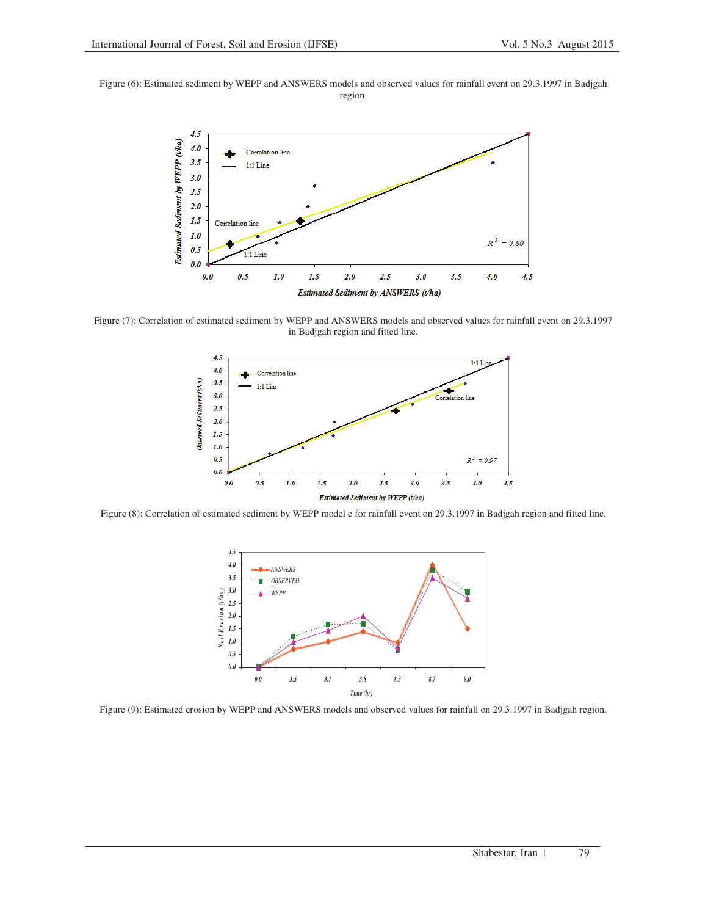Figure (6): Estimated sediment by WEPP and ANSWERS models and observed values for rainfall event on 29.3.1997 in Badjgah region.

Figure (7): Correlation of estimated sediment by WEPP and ANSWERS models and observed values for rainfall event on 29.3.1997 in Badjgah region and fitted line.

Figure (8): Correlation of estimated sediment by WEPP model e for rainfall event on 29.3.1997 in Badjgah region and fitted line.

Figure (9): Estimated erosion by WEPP and ANSWERS models and observed values for rainfall on 29.3.1997 in Badjgah region.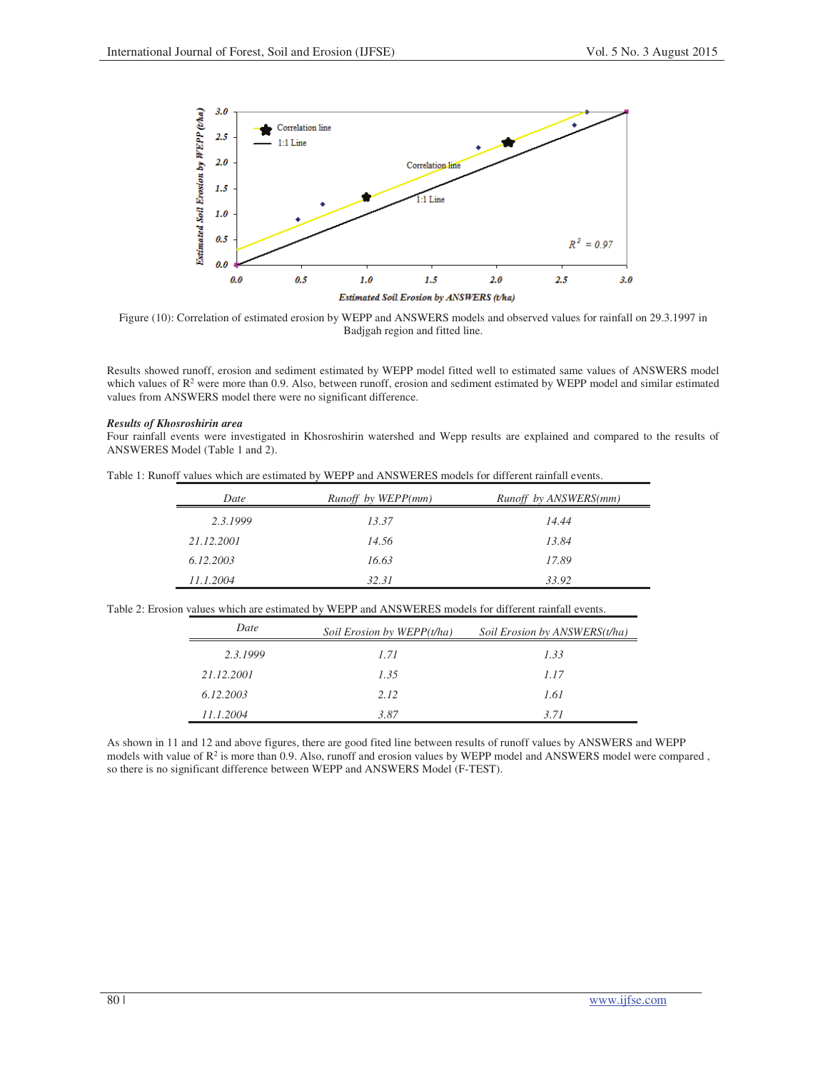Figure (10): Correlation of estimated erosion by WEPP and ANSWERS models and observed values for rainfall on 29.3.1997 in Badjgah region and fitted line.

Results showed runoff, erosion and sediment estimated by WEPP model fitted well to estimated same values of ANSWERS model which values of $R^2$ were more than 0.9. Also, between runoff, erosion and sediment estimated by WEPP model and similar estimated values from ANSWERS model there were no significant difference.

***Results of Khosroshirin area***

Four rainfall events were investigated in Khosroshirin watershed and Wepp results are explained and compared to the results of ANSWERES Model (Table 1 and 2).

Table 1: Runoff values which are estimated by WEPP and ANSWERES models for different rainfall events.

| *Date* | *Runoff by WEPP(mm)* | *Runoff by ANSWERS(mm)* |
|---|---|---|
| *2.3.1999* | *13.37* | *14.44* |
| *21.12.2001* | *14.56* | *13.84* |
| *6.12.2003* | *16.63* | *17.89* |
| *11.1.2004* | *32.31* | *33.92* |

Table 2: Erosion values which are estimated by WEPP and ANSWERES models for different rainfall events.

| *Date* | *Soil Erosion by WEPP(t/ha)* | *Soil Erosion by ANSWERS(t/ha)* |
|---|---|---|
| *2.3.1999* | *1.71* | *1.33* |
| *21.12.2001* | *1.35* | *1.17* |
| *6.12.2003* | *2.12* | *1.61* |
| *11.1.2004* | *3.87* | *3.71* |

As shown in 11 and 12 and above figures, there are good fited line between results of runoff values by ANSWERS and WEPP models with value of $R^2$ is more than 0.9. Also, runoff and erosion values by WEPP model and ANSWERS model were compared , so there is no significant difference between WEPP and ANSWERS Model (F-TEST).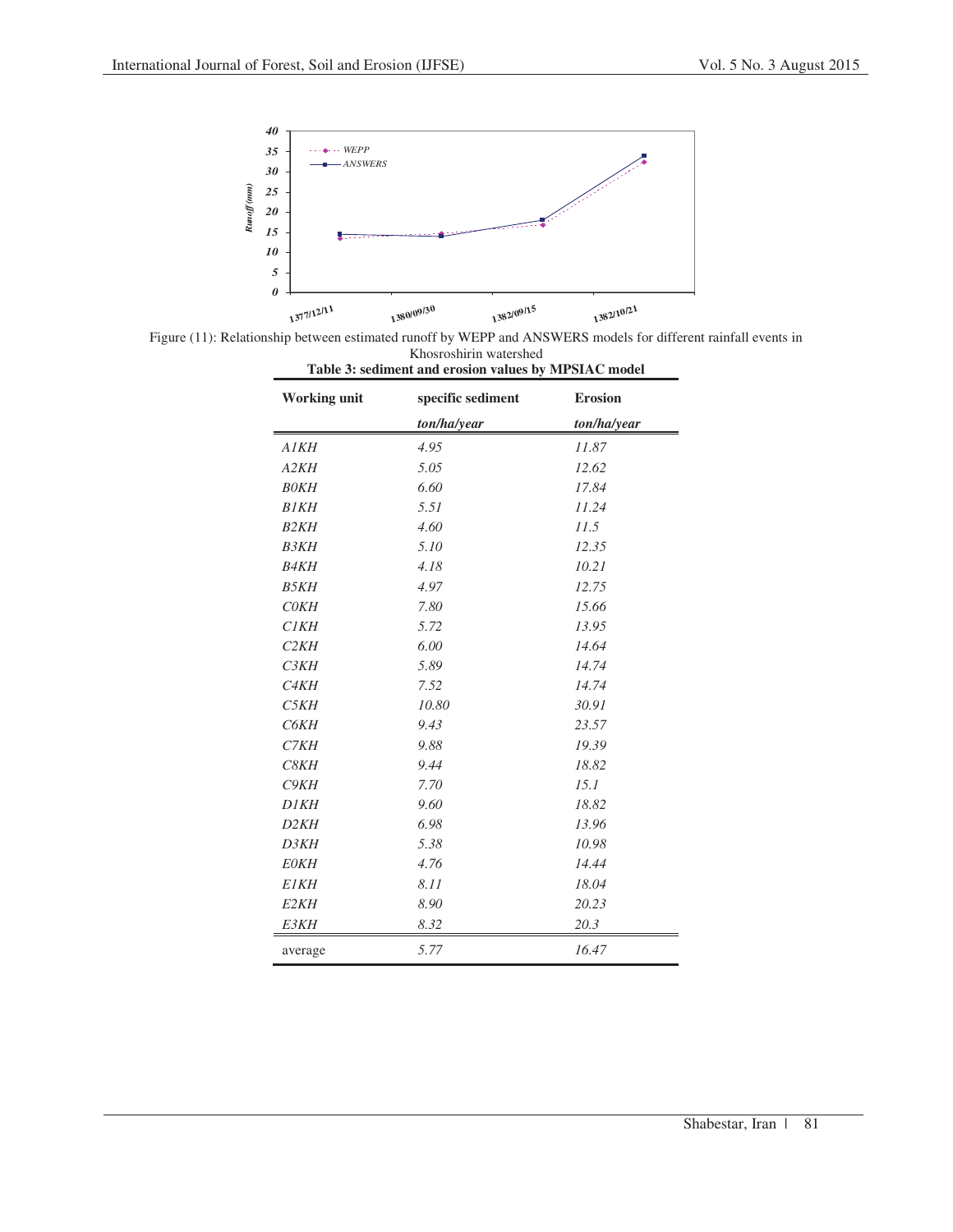Figure (11): Relationship between estimated runoff by WEPP and ANSWERS models for different rainfall events in Khosroshirin watershed

**Table 3: sediment and erosion values by MPSIAC model**

| Working unit | specific sediment | Erosion |
|---|---|---|
| | *ton/ha/year* | *ton/ha/year* |
| *A1KH* | *4.95* | *11.87* |
| *A2KH* | *5.05* | *12.62* |
| *B0KH* | *6.60* | *17.84* |
| *B1KH* | *5.51* | *11.24* |
| *B2KH* | *4.60* | *11.5* |
| *B3KH* | *5.10* | *12.35* |
| *B4KH* | *4.18* | *10.21* |
| *B5KH* | *4.97* | *12.75* |
| *C0KH* | *7.80* | *15.66* |
| *C1KH* | *5.72* | *13.95* |
| *C2KH* | *6.00* | *14.64* |
| *C3KH* | *5.89* | *14.74* |
| *C4KH* | *7.52* | *14.74* |
| *C5KH* | *10.80* | *30.91* |
| *C6KH* | *9.43* | *23.57* |
| *C7KH* | *9.88* | *19.39* |
| *C8KH* | *9.44* | *18.82* |
| *C9KH* | *7.70* | *15.1* |
| *D1KH* | *9.60* | *18.82* |
| *D2KH* | *6.98* | *13.96* |
| *D3KH* | *5.38* | *10.98* |
| *E0KH* | *4.76* | *14.44* |
| *E1KH* | *8.11* | *18.04* |
| *E2KH* | *8.90* | *20.23* |
| *E3KH* | *8.32* | *20.3* |
| average | *5.77* | *16.47* |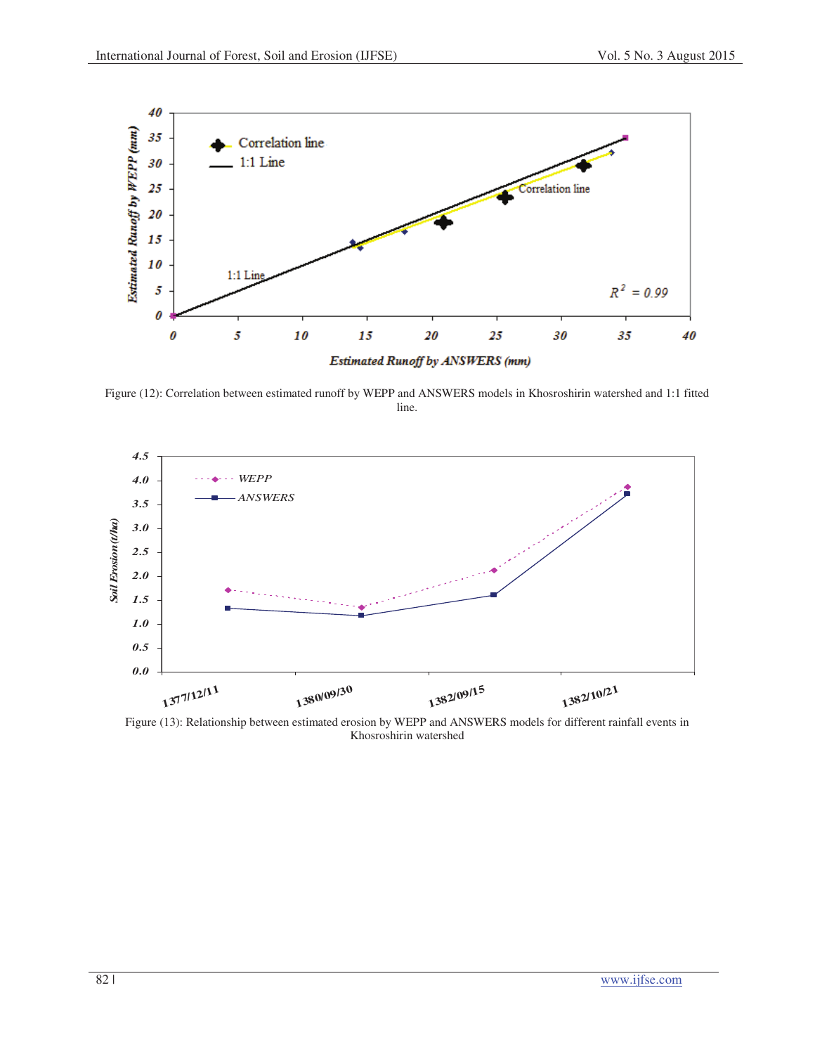Figure (12): Correlation between estimated runoff by WEPP and ANSWERS models in Khosroshirin watershed and 1:1 fitted line.

Figure (13): Relationship between estimated erosion by WEPP and ANSWERS models for different rainfall events in Khosroshirin watershed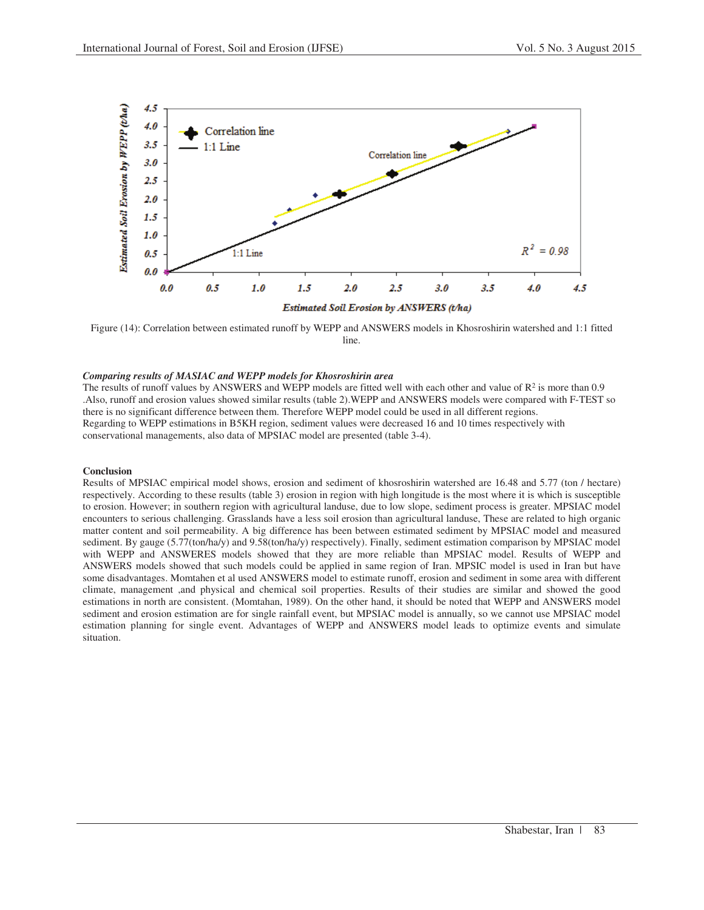Figure (14): Correlation between estimated runoff by WEPP and ANSWERS models in Khosroshirin watershed and 1:1 fitted line.

***Comparing results of MASIAC and WEPP models for Khosroshirin area***

The results of runoff values by ANSWERS and WEPP models are fitted well with each other and value of $R^2$ is more than 0.9 .Also, runoff and erosion values showed similar results (table 2).WEPP and ANSWERS models were compared with F-TEST so there is no significant difference between them. Therefore WEPP model could be used in all different regions.
Regarding to WEPP estimations in B5KH region, sediment values were decreased 16 and 10 times respectively with conservational managements, also data of MPSIAC model are presented (table 3-4).

**Conclusion**

Results of MPSIAC empirical model shows, erosion and sediment of khosroshirin watershed are 16.48 and 5.77 (ton / hectare) respectively. According to these results (table 3) erosion in region with high longitude is the most where it is which is susceptible to erosion. However; in southern region with agricultural landuse, due to low slope, sediment process is greater. MPSIAC model encounters to serious challenging. Grasslands have a less soil erosion than agricultural landuse, These are related to high organic matter content and soil permeability. A big difference has been between estimated sediment by MPSIAC model and measured sediment. By gauge (5.77(ton/ha/y) and 9.58(ton/ha/y) respectively). Finally, sediment estimation comparison by MPSIAC model with WEPP and ANSWERES models showed that they are more reliable than MPSIAC model. Results of WEPP and ANSWERS models showed that such models could be applied in same region of Iran. MPSIC model is used in Iran but have some disadvantages. Momtahen et al used ANSWERS model to estimate runoff, erosion and sediment in some area with different climate, management ,and physical and chemical soil properties. Results of their studies are similar and showed the good estimations in north are consistent. (Momtahan, 1989). On the other hand, it should be noted that WEPP and ANSWERS model sediment and erosion estimation are for single rainfall event, but MPSIAC model is annually, so we cannot use MPSIAC model estimation planning for single event. Advantages of WEPP and ANSWERS model leads to optimize events and simulate situation.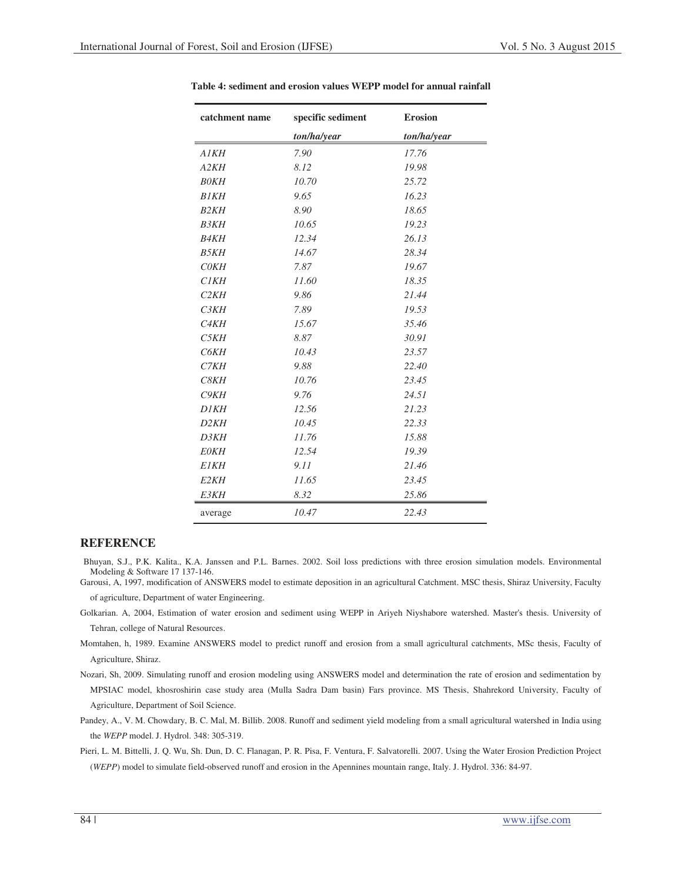**Table 4: sediment and erosion values WEPP model for annual rainfall**

| catchment name | specific sediment | Erosion |
|---|---|---|
| | *ton/ha/year* | *ton/ha/year* |
| *A1KH* | *7.90* | *17.76* |
| *A2KH* | *8.12* | *19.98* |
| *B0KH* | *10.70* | *25.72* |
| *B1KH* | *9.65* | *16.23* |
| *B2KH* | *8.90* | *18.65* |
| *B3KH* | *10.65* | *19.23* |
| *B4KH* | *12.34* | *26.13* |
| *B5KH* | *14.67* | *28.34* |
| *C0KH* | *7.87* | *19.67* |
| *C1KH* | *11.60* | *18.35* |
| *C2KH* | *9.86* | *21.44* |
| *C3KH* | *7.89* | *19.53* |
| *C4KH* | *15.67* | *35.46* |
| *C5KH* | *8.87* | *30.91* |
| *C6KH* | *10.43* | *23.57* |
| *C7KH* | *9.88* | *22.40* |
| *C8KH* | *10.76* | *23.45* |
| *C9KH* | *9.76* | *24.51* |
| *D1KH* | *12.56* | *21.23* |
| *D2KH* | *10.45* | *22.33* |
| *D3KH* | *11.76* | *15.88* |
| *E0KH* | *12.54* | *19.39* |
| *E1KH* | *9.11* | *21.46* |
| *E2KH* | *11.65* | *23.45* |
| *E3KH* | *8.32* | *25.86* |
| average | *10.47* | *22.43* |

## REFERENCE

Bhuyan, S.J., P.K. Kalita., K.A. Janssen and P.L. Barnes. 2002. Soil loss predictions with three erosion simulation models. Environmental Modeling & Software 17 137-146.

Garousi, A, 1997, modification of ANSWERS model to estimate deposition in an agricultural Catchment. MSC thesis, Shiraz University, Faculty of agriculture, Department of water Engineering.

Golkarian. A, 2004, Estimation of water erosion and sediment using WEPP in Ariyeh Niyshabore watershed. Master's thesis. University of Tehran, college of Natural Resources.

Momtahen, h, 1989. Examine ANSWERS model to predict runoff and erosion from a small agricultural catchments, MSc thesis, Faculty of Agriculture, Shiraz.

Nozari, Sh, 2009. Simulating runoff and erosion modeling using ANSWERS model and determination the rate of erosion and sedimentation by MPSIAC model, khosroshirin case study area (Mulla Sadra Dam basin) Fars province. MS Thesis, Shahrekord University, Faculty of Agriculture, Department of Soil Science.

Pandey, A., V. M. Chowdary, B. C. Mal, M. Billib. 2008. Runoff and sediment yield modeling from a small agricultural watershed in India using the *WEPP* model. J. Hydrol. 348: 305-319.

Pieri, L. M. Bittelli, J. Q. Wu, Sh. Dun, D. C. Flanagan, P. R. Pisa, F. Ventura, F. Salvatorelli. 2007. Using the Water Erosion Prediction Project (*WEPP*) model to simulate field-observed runoff and erosion in the Apennines mountain range, Italy. J. Hydrol. 336: 84-97.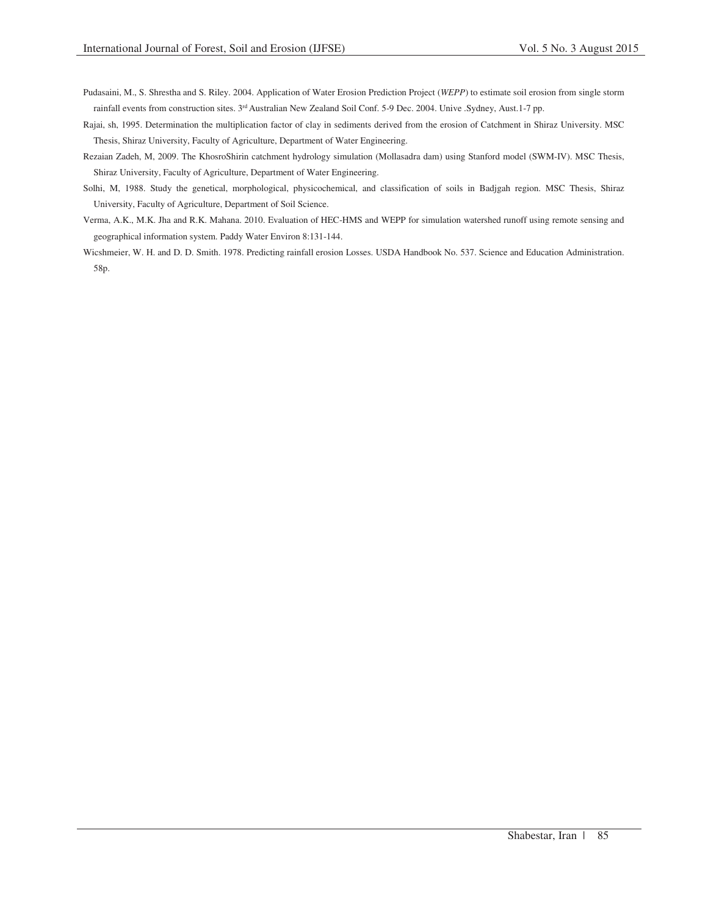Pudasaini, M., S. Shrestha and S. Riley. 2004. Application of Water Erosion Prediction Project (*WEPP*) to estimate soil erosion from single storm rainfall events from construction sites. 3rd Australian New Zealand Soil Conf. 5-9 Dec. 2004. Unive .Sydney, Aust.1-7 pp.

Rajai, sh, 1995. Determination the multiplication factor of clay in sediments derived from the erosion of Catchment in Shiraz University. MSC Thesis, Shiraz University, Faculty of Agriculture, Department of Water Engineering.

Rezaian Zadeh, M, 2009. The KhosroShirin catchment hydrology simulation (Mollasadra dam) using Stanford model (SWM-IV). MSC Thesis, Shiraz University, Faculty of Agriculture, Department of Water Engineering.

Solhi, M, 1988. Study the genetical, morphological, physicochemical, and classification of soils in Badjgah region. MSC Thesis, Shiraz University, Faculty of Agriculture, Department of Soil Science.

Verma, A.K., M.K. Jha and R.K. Mahana. 2010. Evaluation of HEC-HMS and WEPP for simulation watershed runoff using remote sensing and geographical information system. Paddy Water Environ 8:131-144.

Wicshmeier, W. H. and D. D. Smith. 1978. Predicting rainfall erosion Losses. USDA Handbook No. 537. Science and Education Administration. 58p.